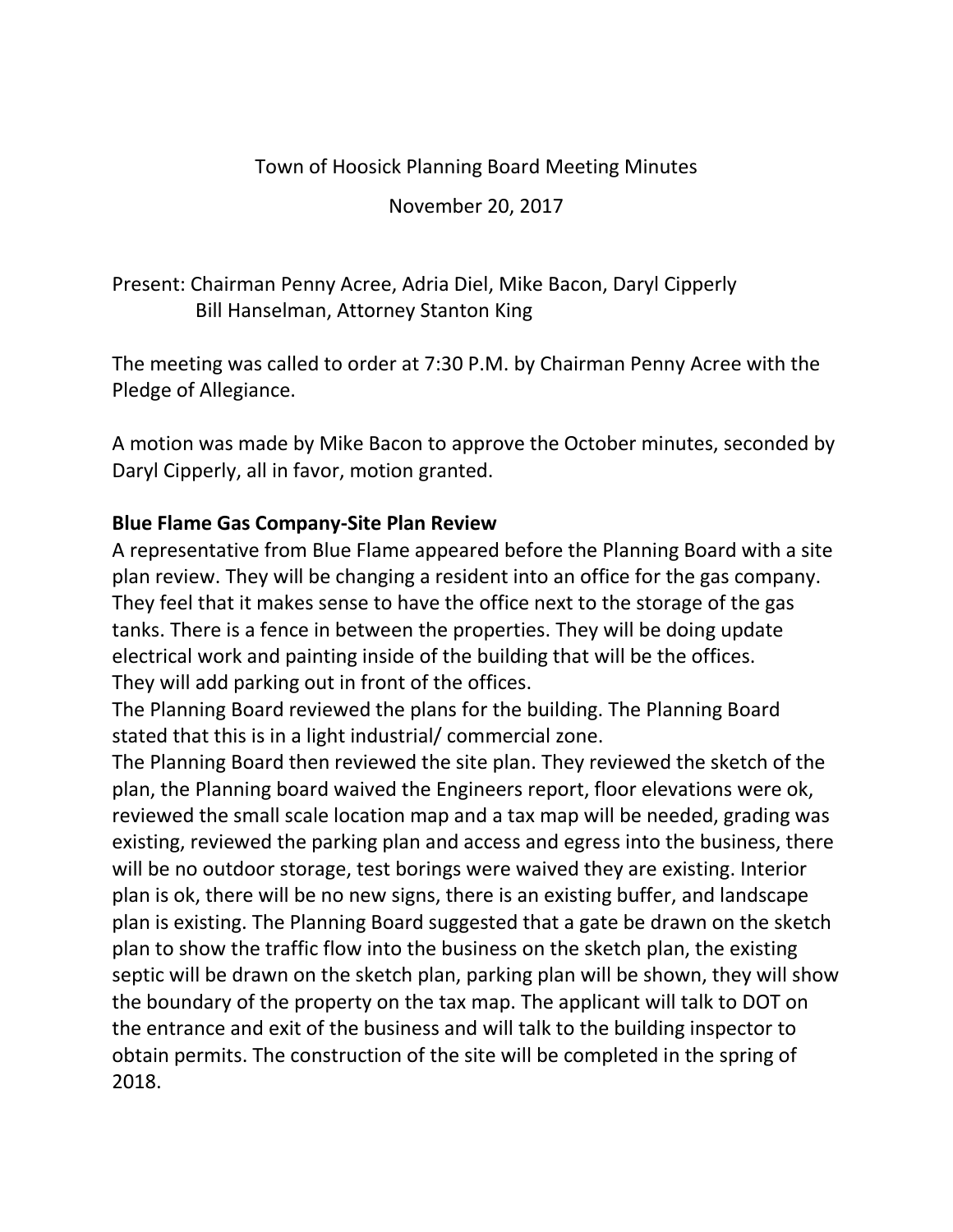Town of Hoosick Planning Board Meeting Minutes

November 20, 2017

Present: Chairman Penny Acree, Adria Diel, Mike Bacon, Daryl Cipperly
Bill Hanselman, Attorney Stanton King

The meeting was called to order at 7:30 P.M. by Chairman Penny Acree with the Pledge of Allegiance.

A motion was made by Mike Bacon to approve the October minutes, seconded by Daryl Cipperly, all in favor, motion granted.

**Blue Flame Gas Company-Site Plan Review**

A representative from Blue Flame appeared before the Planning Board with a site plan review. They will be changing a resident into an office for the gas company. They feel that it makes sense to have the office next to the storage of the gas tanks. There is a fence in between the properties. They will be doing update electrical work and painting inside of the building that will be the offices. They will add parking out in front of the offices.

The Planning Board reviewed the plans for the building. The Planning Board stated that this is in a light industrial/ commercial zone.

The Planning Board then reviewed the site plan. They reviewed the sketch of the plan, the Planning board waived the Engineers report, floor elevations were ok, reviewed the small scale location map and a tax map will be needed, grading was existing, reviewed the parking plan and access and egress into the business, there will be no outdoor storage, test borings were waived they are existing. Interior plan is ok, there will be no new signs, there is an existing buffer, and landscape plan is existing. The Planning Board suggested that a gate be drawn on the sketch plan to show the traffic flow into the business on the sketch plan, the existing septic will be drawn on the sketch plan, parking plan will be shown, they will show the boundary of the property on the tax map. The applicant will talk to DOT on the entrance and exit of the business and will talk to the building inspector to obtain permits. The construction of the site will be completed in the spring of 2018.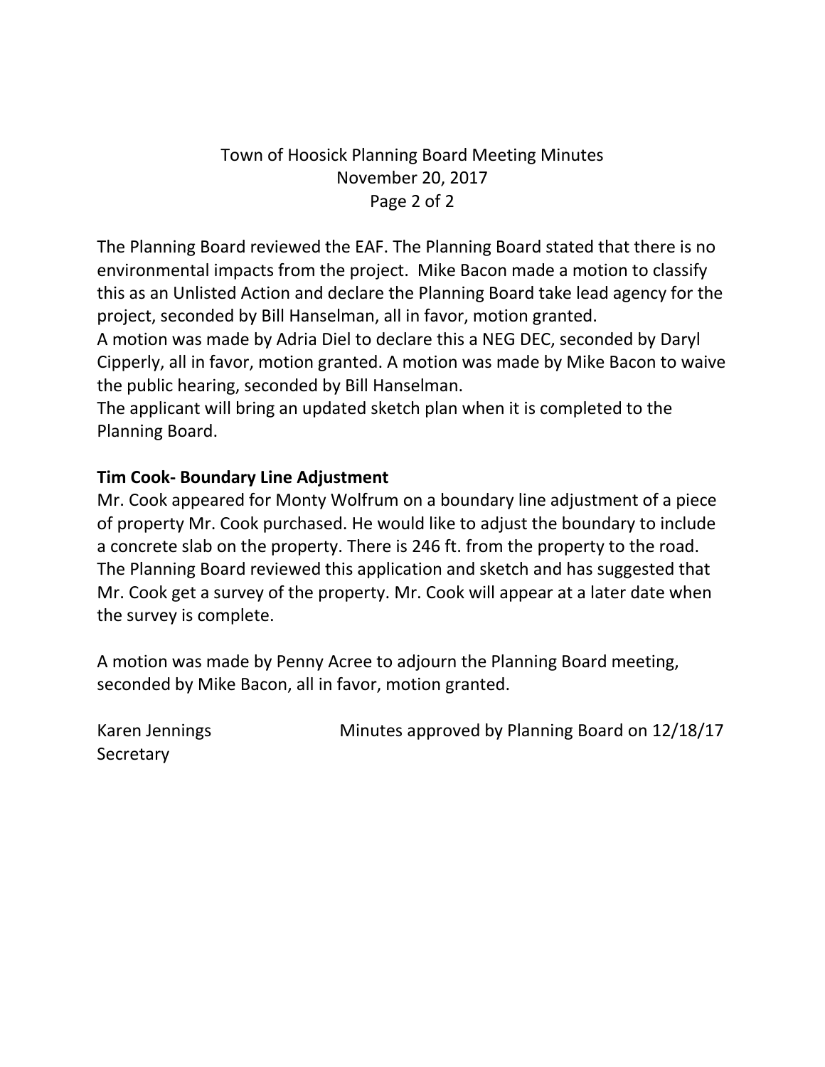The Planning Board reviewed the EAF. The Planning Board stated that there is no environmental impacts from the project. Mike Bacon made a motion to classify this as an Unlisted Action and declare the Planning Board take lead agency for the project, seconded by Bill Hanselman, all in favor, motion granted.
A motion was made by Adria Diel to declare this a NEG DEC, seconded by Daryl Cipperly, all in favor, motion granted. A motion was made by Mike Bacon to waive the public hearing, seconded by Bill Hanselman.
The applicant will bring an updated sketch plan when it is completed to the Planning Board.

**Tim Cook- Boundary Line Adjustment**
Mr. Cook appeared for Monty Wolfrum on a boundary line adjustment of a piece of property Mr. Cook purchased. He would like to adjust the boundary to include a concrete slab on the property. There is 246 ft. from the property to the road. The Planning Board reviewed this application and sketch and has suggested that Mr. Cook get a survey of the property. Mr. Cook will appear at a later date when the survey is complete.

A motion was made by Penny Acree to adjourn the Planning Board meeting, seconded by Mike Bacon, all in favor, motion granted.

Karen Jennings
Secretary

Minutes approved by Planning Board on 12/18/17